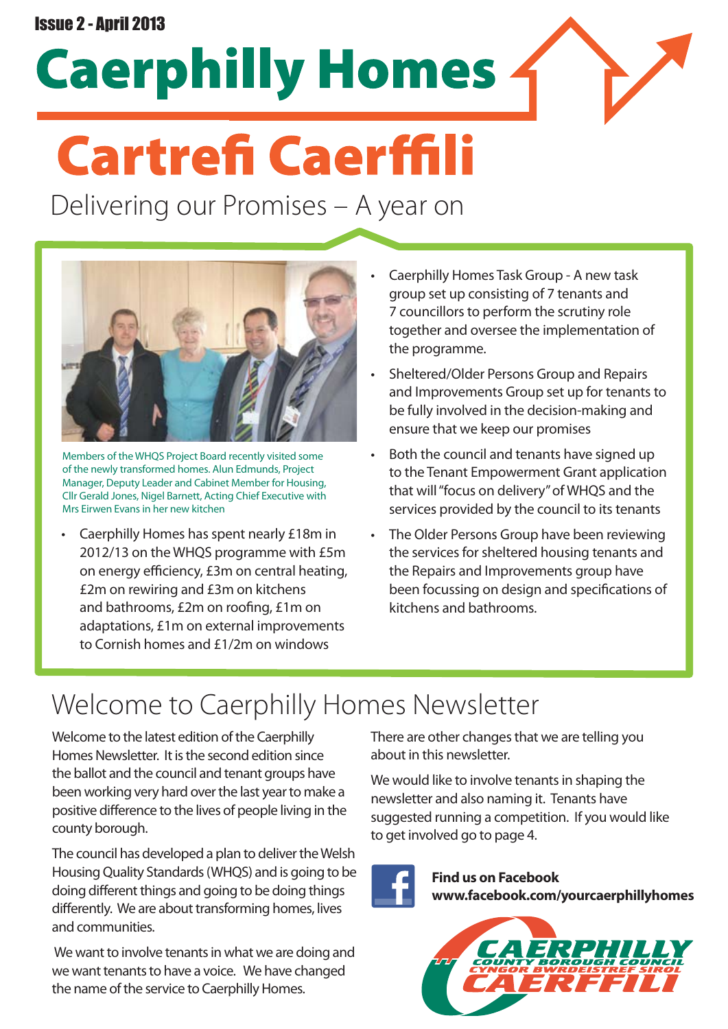Issue 2 - April 2013

# Caerphilly Homes

# Cartrefi Caerffili

## Delivering our Promises – A year on

Members of the WHQS Project Board recently visited some of the newly transformed homes. Alun Edmunds, Project Manager, Deputy Leader and Cabinet Member for Housing, Cllr Gerald Jones, Nigel Barnett, Acting Chief Executive with Mrs Eirwen Evans in her new kitchen

- Caerphilly Homes has spent nearly £18m in 2012/13 on the WHQS programme with £5m on energy efficiency, £3m on central heating, £2m on rewiring and £3m on kitchens and bathrooms, £2m on roofing, £1m on adaptations, £1m on external improvements to Cornish homes and £1/2m on windows
- Caerphilly Homes Task Group - A new task group set up consisting of 7 tenants and 7 councillors to perform the scrutiny role together and oversee the implementation of the programme.
- Sheltered/Older Persons Group and Repairs and Improvements Group set up for tenants to be fully involved in the decision-making and ensure that we keep our promises
- Both the council and tenants have signed up to the Tenant Empowerment Grant application that will "focus on delivery" of WHQS and the services provided by the council to its tenants
- The Older Persons Group have been reviewing the services for sheltered housing tenants and the Repairs and Improvements group have been focussing on design and specifications of kitchens and bathrooms.

## Welcome to Caerphilly Homes Newsletter

Welcome to the latest edition of the Caerphilly Homes Newsletter. It is the second edition since the ballot and the council and tenant groups have been working very hard over the last year to make a positive difference to the lives of people living in the county borough.

The council has developed a plan to deliver the Welsh Housing Quality Standards (WHQS) and is going to be doing different things and going to be doing things differently. We are about transforming homes, lives and communities.

We want to involve tenants in what we are doing and we want tenants to have a voice. We have changed the name of the service to Caerphilly Homes.

There are other changes that we are telling you about in this newsletter.

We would like to involve tenants in shaping the newsletter and also naming it. Tenants have suggested running a competition. If you would like to get involved go to page 4.

**Find us on Facebook**
**www.facebook.com/yourcaerphillyhomes**

CAERPHILLY COUNTY BOROUGH COUNCIL
CYNGOR BWRDEISTREF SIROL CAERFFILI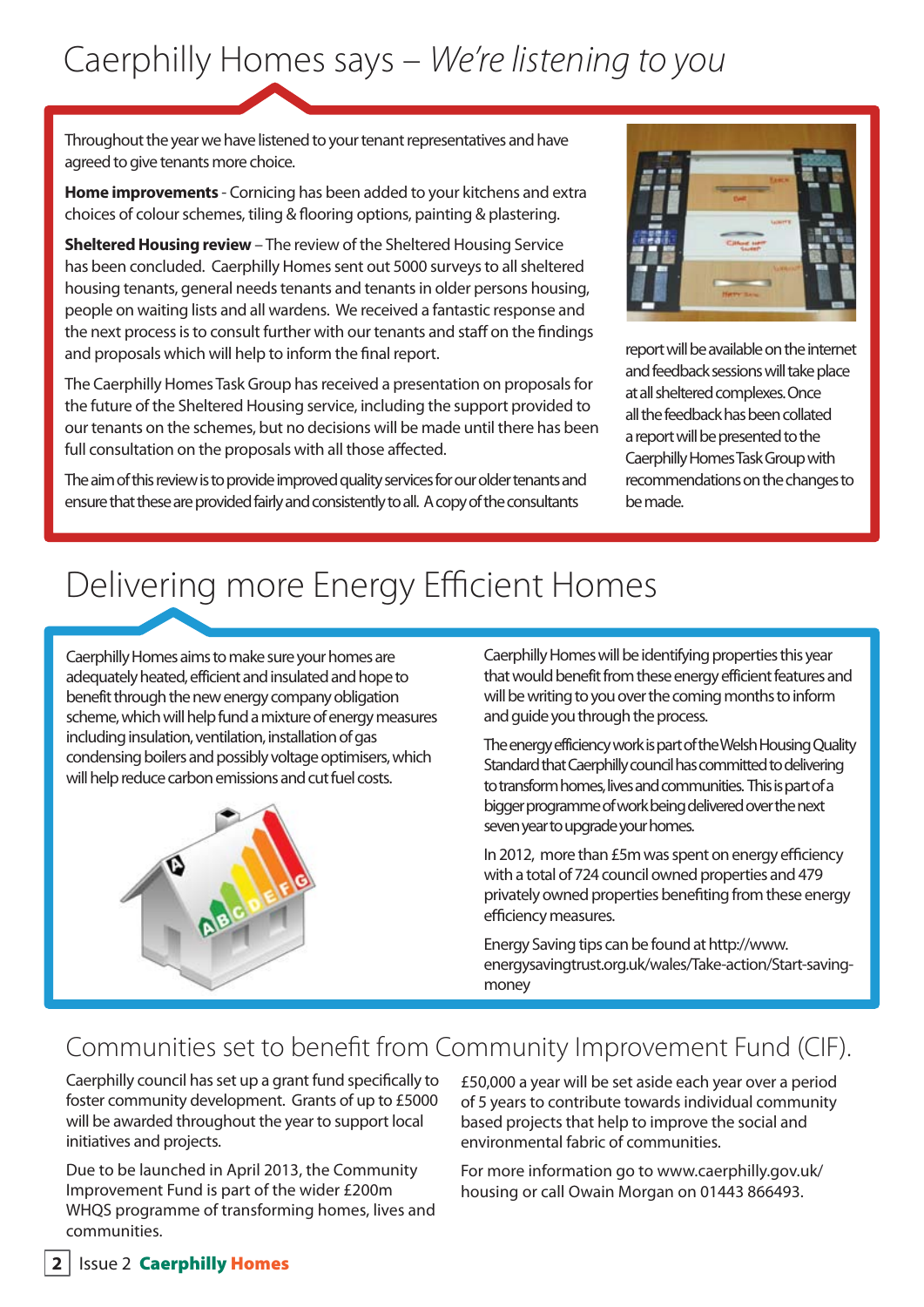# Caerphilly Homes says – *We're listening to you*

Throughout the year we have listened to your tenant representatives and have agreed to give tenants more choice.

**Home improvements** - Cornicing has been added to your kitchens and extra choices of colour schemes, tiling & flooring options, painting & plastering.

**Sheltered Housing review** – The review of the Sheltered Housing Service has been concluded. Caerphilly Homes sent out 5000 surveys to all sheltered housing tenants, general needs tenants and tenants in older persons housing, people on waiting lists and all wardens. We received a fantastic response and the next process is to consult further with our tenants and staff on the findings and proposals which will help to inform the final report.

The Caerphilly Homes Task Group has received a presentation on proposals for the future of the Sheltered Housing service, including the support provided to our tenants on the schemes, but no decisions will be made until there has been full consultation on the proposals with all those affected.

The aim of this review is to provide improved quality services for our older tenants and ensure that these are provided fairly and consistently to all. A copy of the consultants report will be available on the internet and feedback sessions will take place at all sheltered complexes. Once all the feedback has been collated a report will be presented to the Caerphilly Homes Task Group with recommendations on the changes to be made.

# Delivering more Energy Efficient Homes

Caerphilly Homes aims to make sure your homes are adequately heated, efficient and insulated and hope to benefit through the new energy company obligation scheme, which will help fund a mixture of energy measures including insulation, ventilation, installation of gas condensing boilers and possibly voltage optimisers, which will help reduce carbon emissions and cut fuel costs.

Caerphilly Homes will be identifying properties this year that would benefit from these energy efficient features and will be writing to you over the coming months to inform and guide you through the process.

The energy efficiency work is part of the Welsh Housing Quality Standard that Caerphilly council has committed to delivering to transform homes, lives and communities. This is part of a bigger programme of work being delivered over the next seven year to upgrade your homes.

In 2012, more than £5m was spent on energy efficiency with a total of 724 council owned properties and 479 privately owned properties benefiting from these energy efficiency measures.

Energy Saving tips can be found at http://www.energysavingtrust.org.uk/wales/Take-action/Start-saving-money

## Communities set to benefit from Community Improvement Fund (CIF).

Caerphilly council has set up a grant fund specifically to foster community development. Grants of up to £5000 will be awarded throughout the year to support local initiatives and projects.

Due to be launched in April 2013, the Community Improvement Fund is part of the wider £200m WHQS programme of transforming homes, lives and communities.

£50,000 a year will be set aside each year over a period of 5 years to contribute towards individual community based projects that help to improve the social and environmental fabric of communities.

For more information go to www.caerphilly.gov.uk/housing or call Owain Morgan on 01443 866493.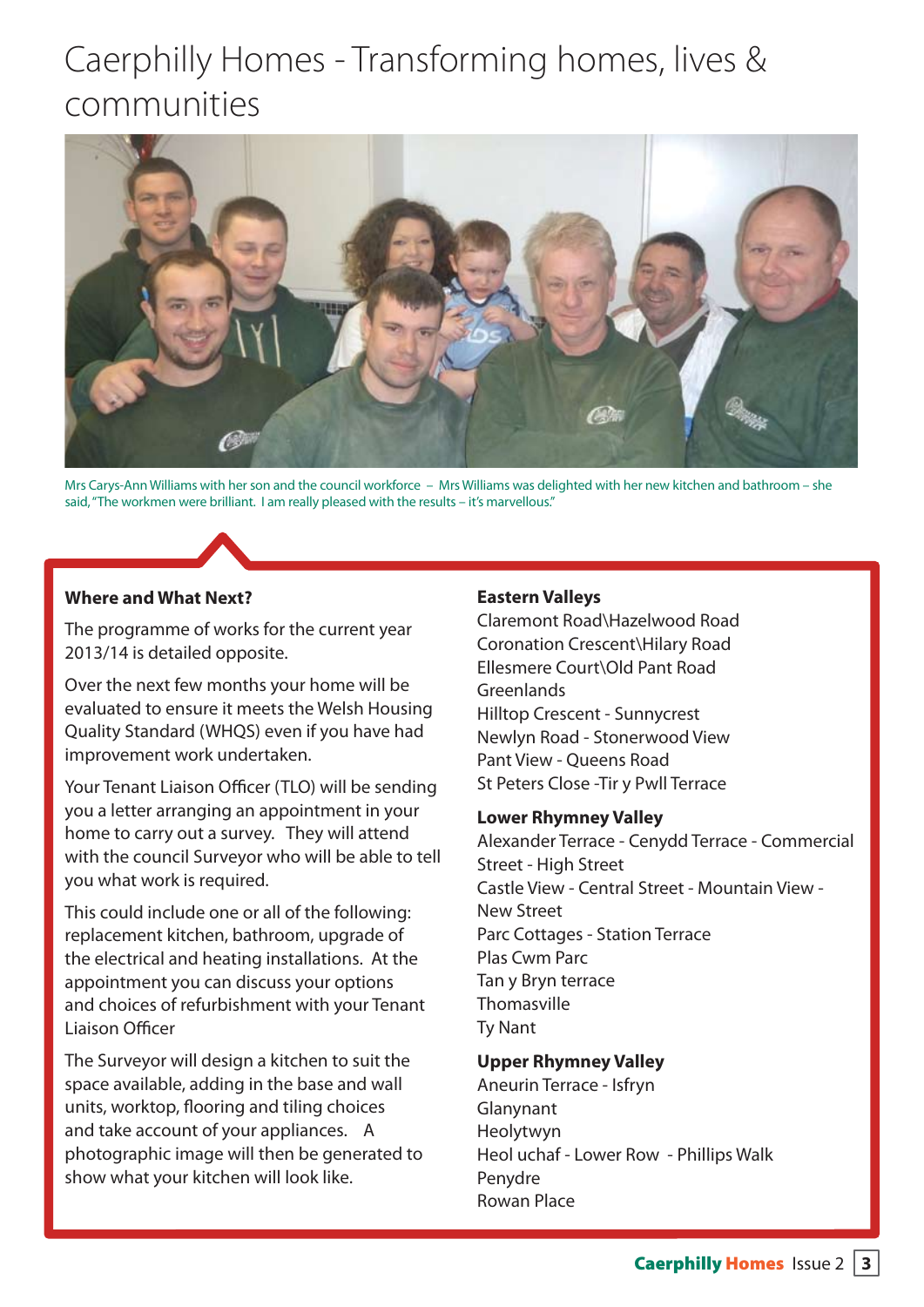# Caerphilly Homes - Transforming homes, lives & communities

Mrs Carys-Ann Williams with her son and the council workforce – Mrs Williams was delighted with her new kitchen and bathroom – she said, "The workmen were brilliant. I am really pleased with the results – it's marvellous."

**Where and What Next?**

The programme of works for the current year 2013/14 is detailed opposite.

Over the next few months your home will be evaluated to ensure it meets the Welsh Housing Quality Standard (WHQS) even if you have had improvement work undertaken.

Your Tenant Liaison Officer (TLO) will be sending you a letter arranging an appointment in your home to carry out a survey. They will attend with the council Surveyor who will be able to tell you what work is required.

This could include one or all of the following: replacement kitchen, bathroom, upgrade of the electrical and heating installations. At the appointment you can discuss your options and choices of refurbishment with your Tenant Liaison Officer

The Surveyor will design a kitchen to suit the space available, adding in the base and wall units, worktop, flooring and tiling choices and take account of your appliances. A photographic image will then be generated to show what your kitchen will look like.

**Eastern Valleys**

Claremont Road\Hazelwood Road
Coronation Crescent\Hilary Road
Ellesmere Court\Old Pant Road
Greenlands
Hilltop Crescent - Sunnycrest
Newlyn Road - Stonerwood View
Pant View - Queens Road
St Peters Close -Tir y Pwll Terrace

**Lower Rhymney Valley**

Alexander Terrace - Cenydd Terrace - Commercial Street - High Street
Castle View - Central Street - Mountain View - New Street
Parc Cottages - Station Terrace
Plas Cwm Parc
Tan y Bryn terrace
Thomasville
Ty Nant

**Upper Rhymney Valley**

Aneurin Terrace - Isfryn
Glanynant
Heolytwyn
Heol uchaf - Lower Row - Phillips Walk
Penydre
Rowan Place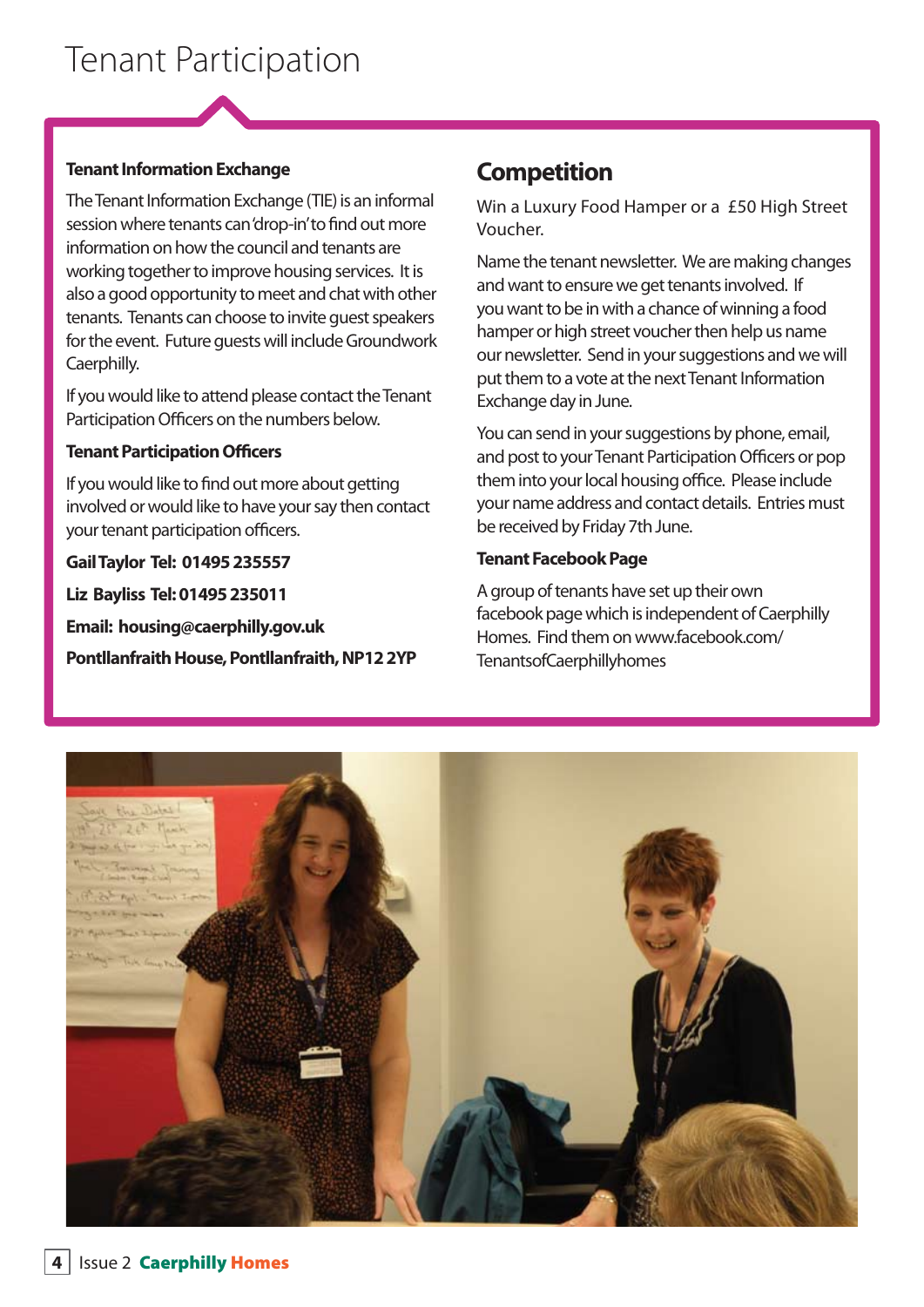# Tenant Participation

### Tenant Information Exchange

The Tenant Information Exchange (TIE) is an informal session where tenants can 'drop-in' to find out more information on how the council and tenants are working together to improve housing services. It is also a good opportunity to meet and chat with other tenants. Tenants can choose to invite guest speakers for the event. Future guests will include Groundwork Caerphilly.

If you would like to attend please contact the Tenant Participation Officers on the numbers below.

### Tenant Participation Officers

If you would like to find out more about getting involved or would like to have your say then contact your tenant participation officers.

**Gail Taylor Tel: 01495 235557**

**Liz Bayliss Tel: 01495 235011**

**Email: housing@caerphilly.gov.uk**

**Pontllanfraith House, Pontllanfraith, NP12 2YP**

## Competition

Win a Luxury Food Hamper or a £50 High Street Voucher.

Name the tenant newsletter. We are making changes and want to ensure we get tenants involved. If you want to be in with a chance of winning a food hamper or high street voucher then help us name our newsletter. Send in your suggestions and we will put them to a vote at the next Tenant Information Exchange day in June.

You can send in your suggestions by phone, email, and post to your Tenant Participation Officers or pop them into your local housing office. Please include your name address and contact details. Entries must be received by Friday 7th June.

### Tenant Facebook Page

A group of tenants have set up their own facebook page which is independent of Caerphilly Homes. Find them on www.facebook.com/TenantsofCaerphillyhomes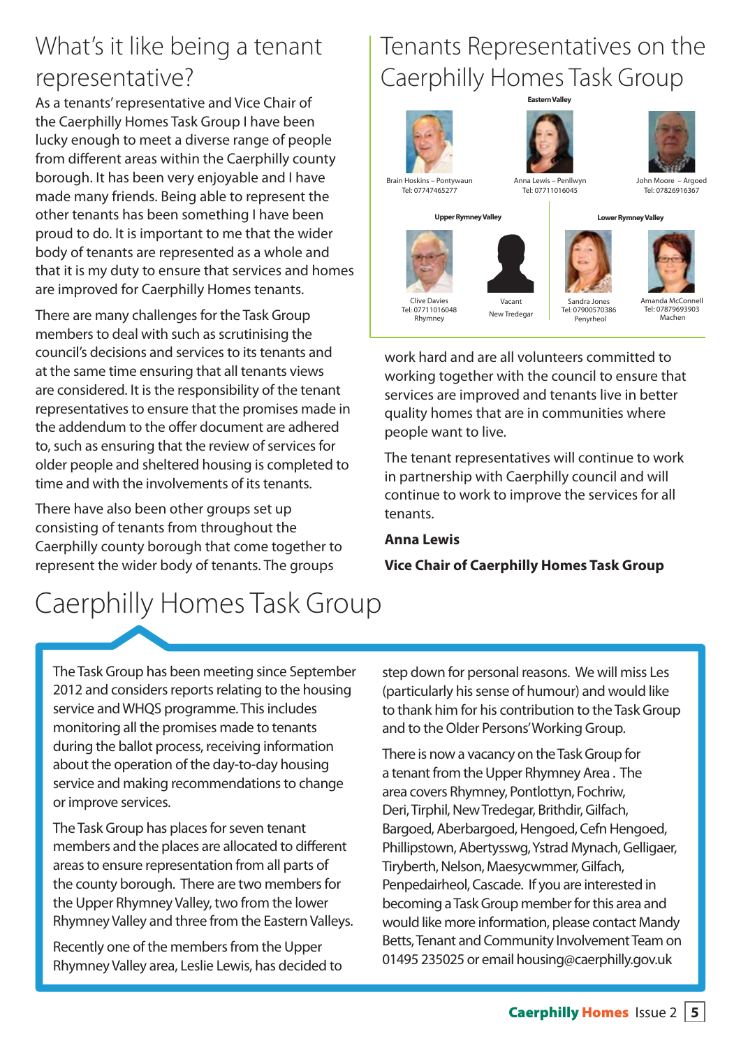# What's it like being a tenant representative?

As a tenants' representative and Vice Chair of the Caerphilly Homes Task Group I have been lucky enough to meet a diverse range of people from different areas within the Caerphilly county borough. It has been very enjoyable and I have made many friends. Being able to represent the other tenants has been something I have been proud to do. It is important to me that the wider body of tenants are represented as a whole and that it is my duty to ensure that services and homes are improved for Caerphilly Homes tenants.

There are many challenges for the Task Group members to deal with such as scrutinising the council's decisions and services to its tenants and at the same time ensuring that all tenants views are considered. It is the responsibility of the tenant representatives to ensure that the promises made in the addendum to the offer document are adhered to, such as ensuring that the review of services for older people and sheltered housing is completed to time and with the involvements of its tenants.

There have also been other groups set up consisting of tenants from throughout the Caerphilly county borough that come together to represent the wider body of tenants. The groups work hard and are all volunteers committed to working together with the council to ensure that services are improved and tenants live in better quality homes that are in communities where people want to live.

The tenant representatives will continue to work in partnership with Caerphilly council and will continue to work to improve the services for all tenants.

**Anna Lewis**

**Vice Chair of Caerphilly Homes Task Group**

# Tenants Representatives on the Caerphilly Homes Task Group

**Eastern Valley**

Brain Hoskins – Pontywaun
Tel: 07747465277

Anna Lewis – Penllwyn
Tel: 07711016045

John Moore – Argoed
Tel: 07826916367

**Upper Rymney Valley**

Clive Davies
Tel: 07711016048
Rhymney

Vacant
New Tredegar

**Lower Rymney Valley**

Sandra Jones
Tel: 07900570386
Penyrheol

Amanda McConnell
Tel: 07879693903
Machen

# Caerphilly Homes Task Group

The Task Group has been meeting since September 2012 and considers reports relating to the housing service and WHQS programme. This includes monitoring all the promises made to tenants during the ballot process, receiving information about the operation of the day-to-day housing service and making recommendations to change or improve services.

The Task Group has places for seven tenant members and the places are allocated to different areas to ensure representation from all parts of the county borough. There are two members for the Upper Rhymney Valley, two from the lower Rhymney Valley and three from the Eastern Valleys.

Recently one of the members from the Upper Rhymney Valley area, Leslie Lewis, has decided to step down for personal reasons. We will miss Les (particularly his sense of humour) and would like to thank him for his contribution to the Task Group and to the Older Persons' Working Group.

There is now a vacancy on the Task Group for a tenant from the Upper Rhymney Area . The area covers Rhymney, Pontlottyn, Fochriw, Deri, Tirphil, New Tredegar, Brithdir, Gilfach, Bargoed, Aberbargoed, Hengoed, Cefn Hengoed, Phillipstown, Abertysswg, Ystrad Mynach, Gelligaer, Tiryberth, Nelson, Maesycwmmer, Gilfach, Penpedairheol, Cascade. If you are interested in becoming a Task Group member for this area and would like more information, please contact Mandy Betts, Tenant and Community Involvement Team on 01495 235025 or email housing@caerphilly.gov.uk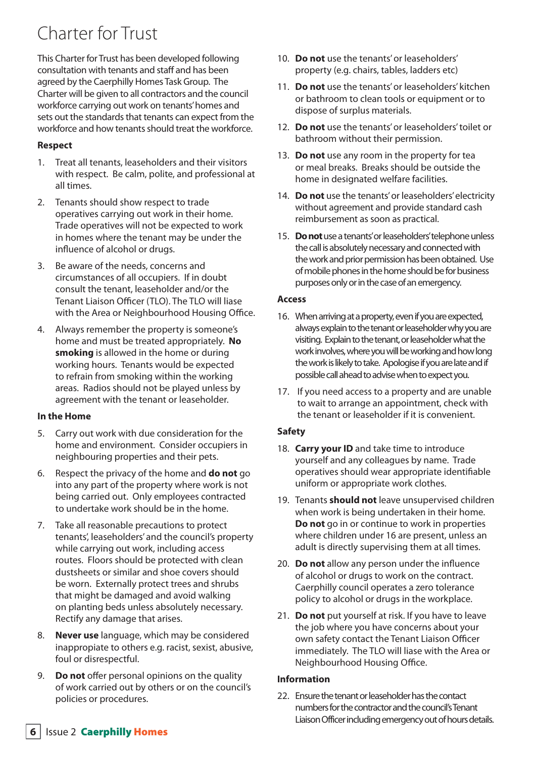# Charter for Trust

This Charter for Trust has been developed following consultation with tenants and staff and has been agreed by the Caerphilly Homes Task Group. The Charter will be given to all contractors and the council workforce carrying out work on tenants' homes and sets out the standards that tenants can expect from the workforce and how tenants should treat the workforce.

### Respect

1. Treat all tenants, leaseholders and their visitors with respect. Be calm, polite, and professional at all times.
2. Tenants should show respect to trade operatives carrying out work in their home. Trade operatives will not be expected to work in homes where the tenant may be under the influence of alcohol or drugs.
3. Be aware of the needs, concerns and circumstances of all occupiers. If in doubt consult the tenant, leaseholder and/or the Tenant Liaison Officer (TLO). The TLO will liase with the Area or Neighbourhood Housing Office.
4. Always remember the property is someone's home and must be treated appropriately. **No smoking** is allowed in the home or during working hours. Tenants would be expected to refrain from smoking within the working areas. Radios should not be played unless by agreement with the tenant or leaseholder.

### In the Home

5. Carry out work with due consideration for the home and environment. Consider occupiers in neighbouring properties and their pets.
6. Respect the privacy of the home and **do not** go into any part of the property where work is not being carried out. Only employees contracted to undertake work should be in the home.
7. Take all reasonable precautions to protect tenants', leaseholders' and the council's property while carrying out work, including access routes. Floors should be protected with clean dustsheets or similar and shoe covers should be worn. Externally protect trees and shrubs that might be damaged and avoid walking on planting beds unless absolutely necessary. Rectify any damage that arises.
8. **Never use** language, which may be considered inappropiate to others e.g. racist, sexist, abusive, foul or disrespectful.
9. **Do not** offer personal opinions on the quality of work carried out by others or on the council's policies or procedures.
10. **Do not** use the tenants' or leaseholders' property (e.g. chairs, tables, ladders etc)
11. **Do not** use the tenants' or leaseholders' kitchen or bathroom to clean tools or equipment or to dispose of surplus materials.
12. **Do not** use the tenants' or leaseholders' toilet or bathroom without their permission.
13. **Do not** use any room in the property for tea or meal breaks. Breaks should be outside the home in designated welfare facilities.
14. **Do not** use the tenants' or leaseholders' electricity without agreement and provide standard cash reimbursement as soon as practical.
15. **Do not** use a tenants' or leaseholders' telephone unless the call is absolutely necessary and connected with the work and prior permission has been obtained. Use of mobile phones in the home should be for business purposes only or in the case of an emergency.

### Access

16. When arriving at a property, even if you are expected, always explain to the tenant or leaseholder why you are visiting. Explain to the tenant, or leaseholder what the work involves, where you will be working and how long the work is likely to take. Apologise if you are late and if possible call ahead to advise when to expect you.
17. If you need access to a property and are unable to wait to arrange an appointment, check with the tenant or leaseholder if it is convenient.

### Safety

18. **Carry your ID** and take time to introduce yourself and any colleagues by name. Trade operatives should wear appropriate identifiable uniform or appropriate work clothes.
19. Tenants **should not** leave unsupervised children when work is being undertaken in their home. **Do not** go in or continue to work in properties where children under 16 are present, unless an adult is directly supervising them at all times.
20. **Do not** allow any person under the influence of alcohol or drugs to work on the contract. Caerphilly council operates a zero tolerance policy to alcohol or drugs in the workplace.
21. **Do not** put yourself at risk. If you have to leave the job where you have concerns about your own safety contact the Tenant Liaison Officer immediately. The TLO will liase with the Area or Neighbourhood Housing Office.

### Information

22. Ensure the tenant or leaseholder has the contact numbers for the contractor and the council's Tenant Liaison Officer including emergency out of hours details.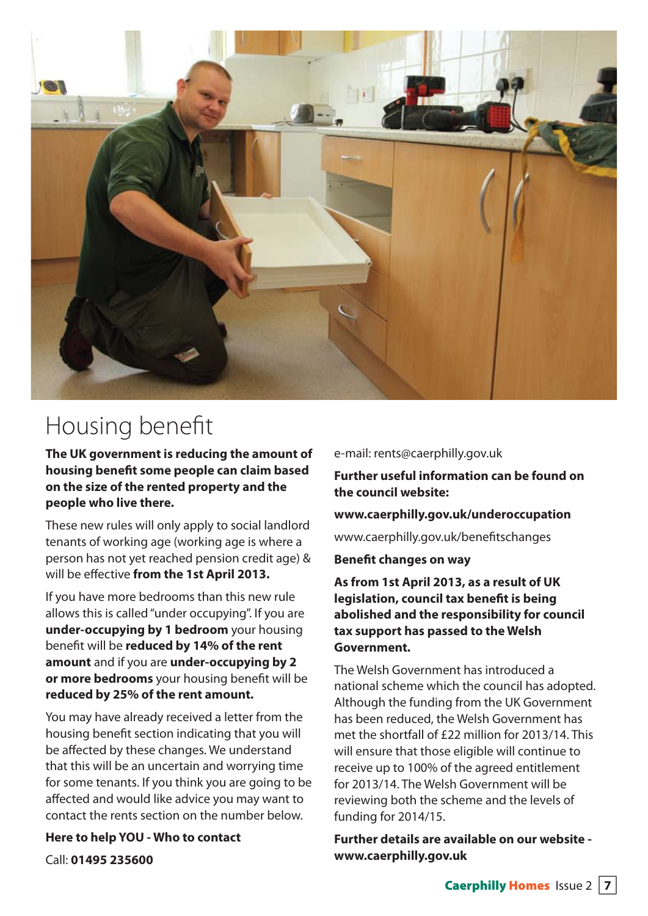# Housing benefit

**The UK government is reducing the amount of housing benefit some people can claim based on the size of the rented property and the people who live there.**

These new rules will only apply to social landlord tenants of working age (working age is where a person has not yet reached pension credit age) & will be effective **from the 1st April 2013.**

If you have more bedrooms than this new rule allows this is called "under occupying". If you are **under-occupying by 1 bedroom** your housing benefit will be **reduced by 14% of the rent amount** and if you are **under-occupying by 2 or more bedrooms** your housing benefit will be **reduced by 25% of the rent amount.**

You may have already received a letter from the housing benefit section indicating that you will be affected by these changes. We understand that this will be an uncertain and worrying time for some tenants. If you think you are going to be affected and would like advice you may want to contact the rents section on the number below.

**Here to help YOU - Who to contact**

Call: **01495 235600**

e-mail: rents@caerphilly.gov.uk

**Further useful information can be found on the council website:**

**www.caerphilly.gov.uk/underoccupation**

www.caerphilly.gov.uk/benefitschanges

**Benefit changes on way**

**As from 1st April 2013, as a result of UK legislation, council tax benefit is being abolished and the responsibility for council tax support has passed to the Welsh Government.**

The Welsh Government has introduced a national scheme which the council has adopted. Although the funding from the UK Government has been reduced, the Welsh Government has met the shortfall of £22 million for 2013/14. This will ensure that those eligible will continue to receive up to 100% of the agreed entitlement for 2013/14. The Welsh Government will be reviewing both the scheme and the levels of funding for 2014/15.

**Further details are available on our website - www.caerphilly.gov.uk**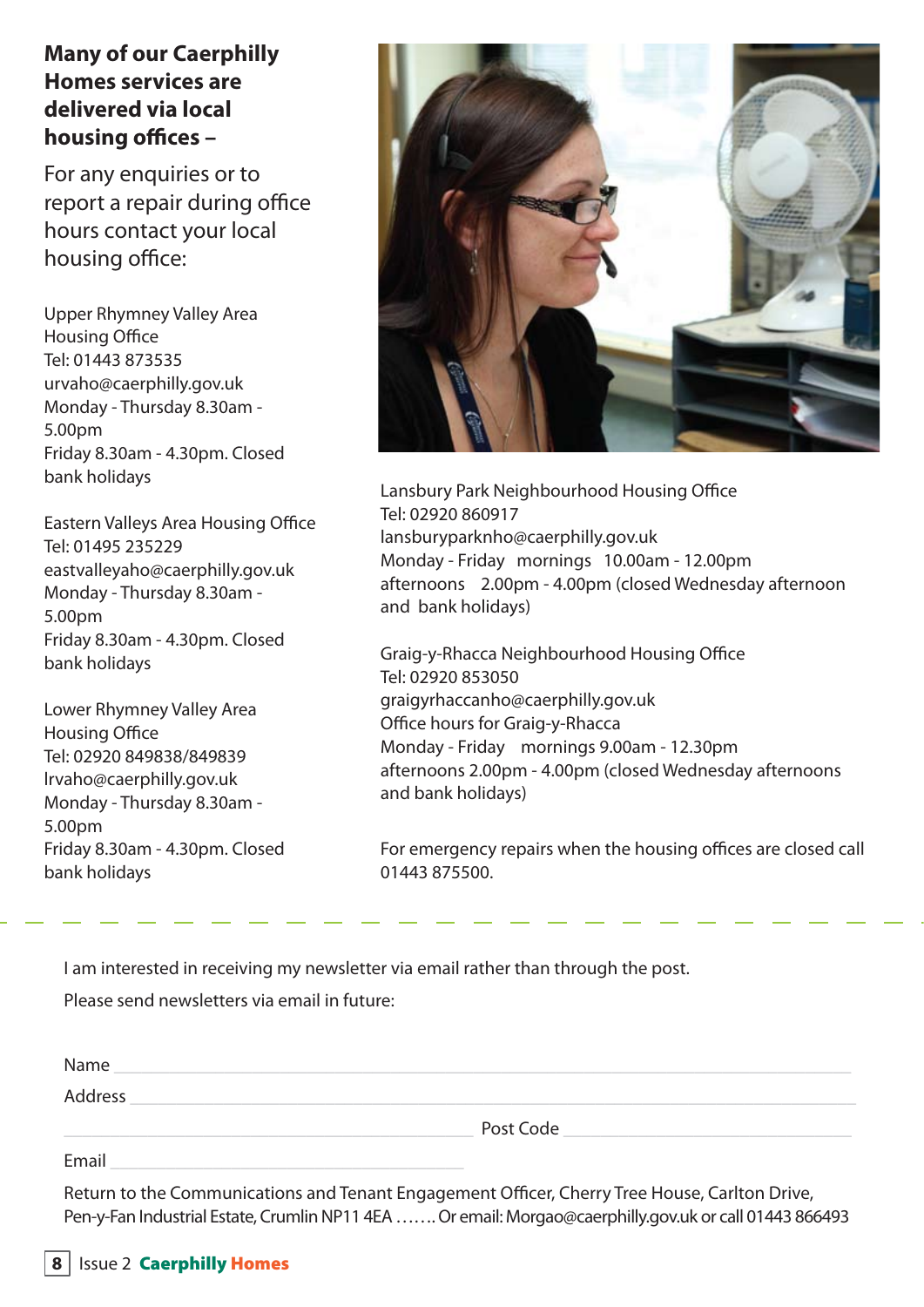**Many of our Caerphilly Homes services are delivered via local housing offices –**

For any enquiries or to report a repair during office hours contact your local housing office:

Upper Rhymney Valley Area Housing Office
Tel: 01443 873535
urvaho@caerphilly.gov.uk
Monday - Thursday 8.30am - 5.00pm
Friday 8.30am - 4.30pm. Closed bank holidays

Eastern Valleys Area Housing Office
Tel: 01495 235229
eastvalleyaho@caerphilly.gov.uk
Monday - Thursday 8.30am - 5.00pm
Friday 8.30am - 4.30pm. Closed bank holidays

Lower Rhymney Valley Area Housing Office
Tel: 02920 849838/849839
lrvaho@caerphilly.gov.uk
Monday - Thursday 8.30am - 5.00pm
Friday 8.30am - 4.30pm. Closed bank holidays

Lansbury Park Neighbourhood Housing Office
Tel: 02920 860917
lansburyparknho@caerphilly.gov.uk
Monday - Friday mornings 10.00am - 12.00pm
afternoons 2.00pm - 4.00pm (closed Wednesday afternoon and bank holidays)

Graig-y-Rhacca Neighbourhood Housing Office
Tel: 02920 853050
graigyrhaccanho@caerphilly.gov.uk
Office hours for Graig-y-Rhacca
Monday - Friday mornings 9.00am - 12.30pm
afternoons 2.00pm - 4.00pm (closed Wednesday afternoons and bank holidays)

For emergency repairs when the housing offices are closed call 01443 875500.

---

I am interested in receiving my newsletter via email rather than through the post.

Please send newsletters via email in future:

Name ____________________

Address ____________________

____________________ Post Code ____________________

Email ____________________

Return to the Communications and Tenant Engagement Officer, Cherry Tree House, Carlton Drive, Pen-y-Fan Industrial Estate, Crumlin NP11 4EA ……. Or email: Morgao@caerphilly.gov.uk or call 01443 866493